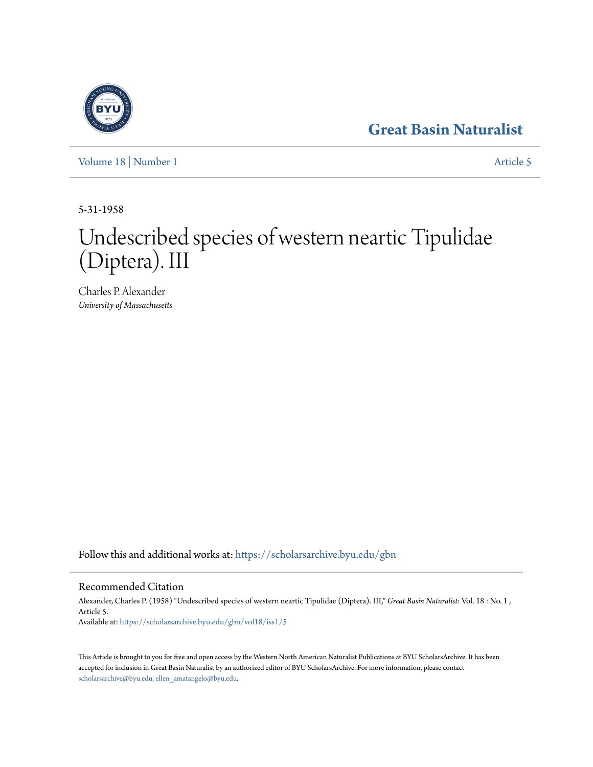Great Basin Naturalist

Volume 18 | Number 1 Article 5

5-31-1958

# Undescribed species of western neartic Tipulidae (Diptera). III

Charles P. Alexander
*University of Massachusetts*

Follow this and additional works at: https://scholarsarchive.byu.edu/gbn

## Recommended Citation

Alexander, Charles P. (1958) "Undescribed species of western neartic Tipulidae (Diptera). III," *Great Basin Naturalist*: Vol. 18 : No. 1 , Article 5.
Available at: https://scholarsarchive.byu.edu/gbn/vol18/iss1/5

This Article is brought to you for free and open access by the Western North American Naturalist Publications at BYU ScholarsArchive. It has been accepted for inclusion in Great Basin Naturalist by an authorized editor of BYU ScholarsArchive. For more information, please contact scholarsarchive@byu.edu, ellen_amatangelo@byu.edu.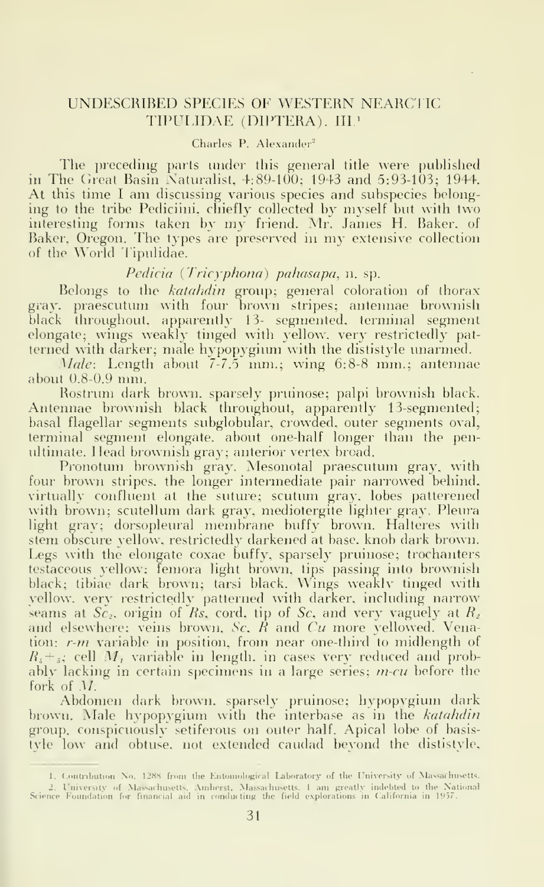# UNDESCRIBED SPECIES OF WESTERN NEARCTIC TIPULIDAE (DIPTERA). III[1]

Charles P. Alexander[2]

The preceding parts under this general title were published in The Great Basin Naturalist, 4:89-100; 1943 and 5:93-103; 1944. At this time I am discussing various species and subspecies belonging to the tribe Pediciini, chiefly collected by myself but with two interesting forms taken by my friend, Mr. James H. Baker, of Baker, Oregon. The types are preserved in my extensive collection of the World Tipulidae.

## *Pedicia* (*Tricyphona*) *pahasapa*, n. sp.

Belongs to the *katahdin* group; general coloration of thorax gray, praescutum with four brown stripes; antennae brownish black throughout, apparently 13-segmented, terminal segment elongate; wings weakly tinged with yellow, very restrictedly patterned with darker; male hypopygium with the dististyle unarmed.

*Male*: Length about 7-7.5 mm.; wing 6.8-8 mm.; antennae about 0.8-0.9 mm.

Rostrum dark brown, sparsely pruinose; palpi brownish black. Antennae brownish black throughout, apparently 13-segmented; basal flagellar segments subglobular, crowded, outer segments oval, terminal segment elongate, about one-half longer than the penultimate. Head brownish gray; anterior vertex broad.

Pronotum brownish gray. Mesonotal praescutum gray, with four brown stripes, the longer intermediate pair narrowed behind, virtually confluent at the suture; scutum gray, lobes patterened with brown; scutellum dark gray, mediotergite lighter gray. Pleura light gray; dorsopleural membrane buffy brown. Halteres with stem obscure yellow, restrictedly darkened at base, knob dark brown. Legs with the elongate coxae buffy, sparsely pruinose; trochanters testaceous yellow; femora light brown, tips passing into brownish black; tibiae dark brown; tarsi black. Wings weakly tinged with yellow, very restrictedly patterned with darker, including narrow seams at $Sc_2$, origin of *Rs*, cord, tip of *Sc*, and very vaguely at $R_2$ and elsewhere; veins brown, *Sc*, *R* and *Cu* more yellowed. Venation: *r-m* variable in position, from near one-third to midlength of $R_{4+5}$; cell $M_1$ variable in length, in cases very reduced and probably lacking in certain specimens in a large series; *m-cu* before the fork of *M*.

Abdomen dark brown, sparsely pruinose; hypopygium dark brown. Male hypopygium with the interbase as in the *katahdin* group, conspicuously setiferous on outer half. Apical lobe of basistyle low and obtuse, not extended caudad beyond the dististyle,

1. Contribution No. 1288 from the Entomological Laboratory of the University of Massachusetts.

2. University of Massachusetts, Amherst, Massachusetts. I am greatly indebted to the National Science Foundation for financial aid in conducting the field explorations in California in 1957.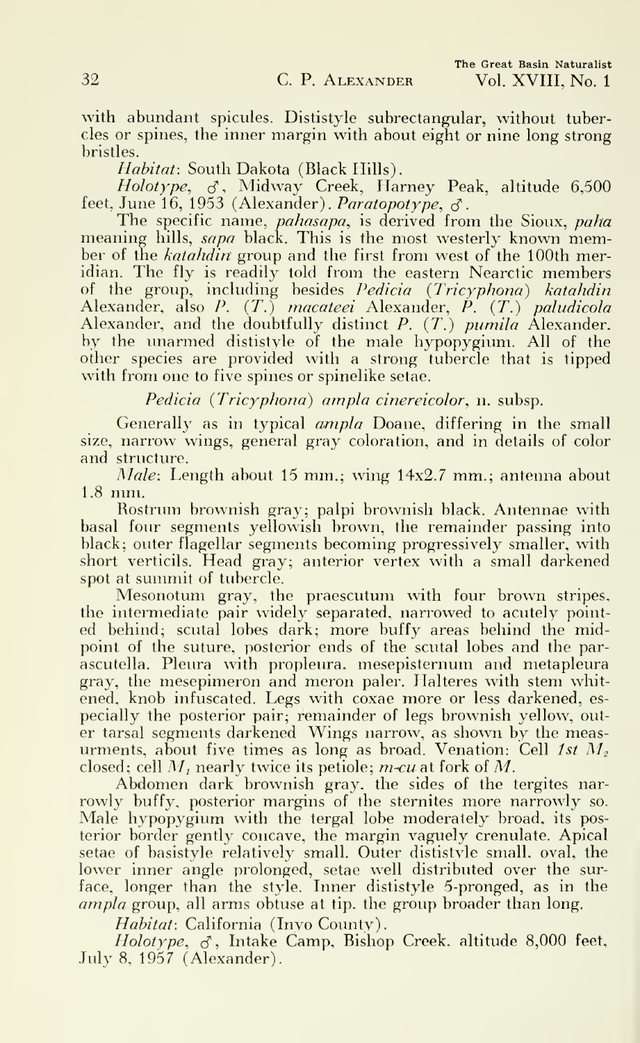with abundant spicules. Dististyle subrectangular, without tubercles or spines, the inner margin with about eight or nine long strong bristles.

*Habitat*: South Dakota (Black Hills).

*Holotype*, ♂, Midway Creek, Harney Peak, altitude 6,500 feet, June 16, 1953 (Alexander). *Paratopotype*, ♂.

The specific name, *pahasapa*, is derived from the Sioux, *paha* meaning hills, *sapa* black. This is the most westerly known member of the *katahdin* group and the first from west of the 100th meridian. The fly is readily told from the eastern Nearctic members of the group, including besides *Pedicia* (*Tricyphona*) *katahdin* Alexander, also *P.* (*T.*) *macateei* Alexander, *P.* (*T.*) *paludicola* Alexander, and the doubtfully distinct *P.* (*T.*) *pumila* Alexander, by the unarmed dististyle of the male hypopygium. All of the other species are provided with a strong tubercle that is tipped with from one to five spines or spinelike setae.

### *Pedicia* (*Tricyphona*) *ampla cinereicolor*, n. subsp.

Generally as in typical *ampla* Doane, differing in the small size, narrow wings, general gray coloration, and in details of color and structure.

*Male*: Length about 15 mm.; wing 14x2.7 mm.; antenna about 1.8 mm.

Rostrum brownish gray; palpi brownish black. Antennae with basal four segments yellowish brown, the remainder passing into black; outer flagellar segments becoming progressively smaller, with short verticils. Head gray; anterior vertex with a small darkened spot at summit of tubercle.

Mesonotum gray, the praescutum with four brown stripes, the intermediate pair widely separated, narrowed to acutely pointed behind; scutal lobes dark; more buffy areas behind the midpoint of the suture, posterior ends of the scutal lobes and the parascutella. Pleura with propleura, mesepisternum and metapleura gray, the mesepimeron and meron paler. Halteres with stem whitened, knob infuscated. Legs with coxae more or less darkened, especially the posterior pair; remainder of legs brownish yellow, outer tarsal segments darkened. Wings narrow, as shown by the measurments, about five times as long as broad. Venation: Cell *1st* $M_2$ closed; cell $M_1$ nearly twice its petiole; *m-cu* at fork of *M*.

Abdomen dark brownish gray, the sides of the tergites narrowly buffy, posterior margins of the sternites more narrowly so. Male hypopygium with the tergal lobe moderately broad, its posterior border gently concave, the margin vaguely crenulate. Apical setae of basistyle relatively small. Outer dististyle small, oval, the lower inner angle prolonged, setae well distributed over the surface, longer than the style. Inner dististyle 5-pronged, as in the *ampla* group, all arms obtuse at tip, the group broader than long.

*Habitat*: California (Inyo County).

*Holotype*, ♂, Intake Camp, Bishop Creek, altitude 8,000 feet, July 8, 1957 (Alexander).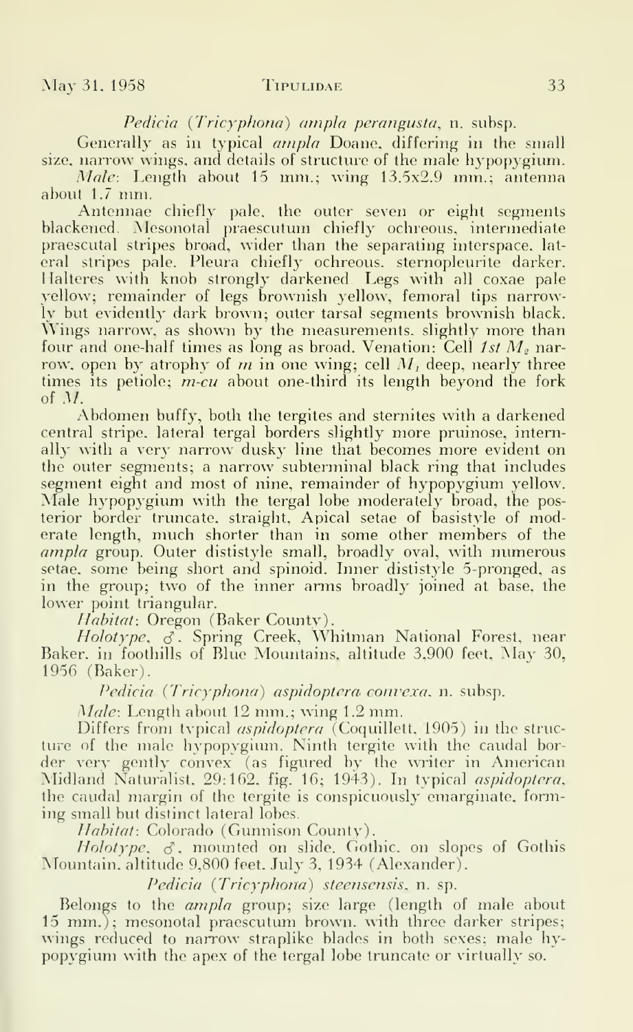*Pedicia* (*Tricyphona*) *ampla perangusta*, n. subsp.

Generally as in typical *ampla* Doane, differing in the small size, narrow wings, and details of structure of the male hypopygium.

*Male*: Length about 15 mm.; wing 13.5x2.9 mm.; antenna about 1.7 mm.

Antennae chiefly pale, the outer seven or eight segments blackened. Mesonotal praescutum chiefly ochreous, intermediate praescutal stripes broad, wider than the separating interspace, lateral stripes pale. Pleura chiefly ochreous, sternopleurite darker. Halteres with knob strongly darkened. Legs with all coxae pale yellow; remainder of legs brownish yellow, femoral tips narrowly but evidently dark brown; outer tarsal segments brownish black. Wings narrow, as shown by the measurements, slightly more than four and one-half times as long as broad. Venation: Cell *1st* $M_2$ narrow, open by atrophy of *m* in one wing; cell $M_1$ deep, nearly three times its petiole; *m-cu* about one-third its length beyond the fork of *M*.

Abdomen buffy, both the tergites and sternites with a darkened central stripe, lateral tergal borders slightly more pruinose, internally with a very narrow dusky line that becomes more evident on the outer segments; a narrow subterminal black ring that includes segment eight and most of nine, remainder of hypopygium yellow. Male hypopygium with the tergal lobe moderately broad, the posterior border truncate, straight, Apical setae of basistyle of moderate length, much shorter than in some other members of the *ampla* group. Outer dististyle small, broadly oval, with numerous setae, some being short and spinoid. Inner dististyle 5-pronged, as in the group; two of the inner arms broadly joined at base, the lower point triangular.

*Habitat*: Oregon (Baker County).

*Holotype*, ♂. Spring Creek, Whitman National Forest, near Baker, in foothills of Blue Mountains, altitude 3,900 feet, May 30, 1956 (Baker).

*Pedicia* (*Tricyphona*) *aspidoptera convexa*, n. subsp.

*Male*: Length about 12 mm.; wing 1.2 mm.

Differs from typical *aspidoptera* (Coquillett, 1905) in the structure of the male hypopygium. Ninth tergite with the caudal border very gently convex (as figured by the writer in American Midland Naturalist, 29:162, fig. 16; 1943). In typical *aspidoptera*, the caudal margin of the tergite is conspicuously emarginate, forming small but distinct lateral lobes.

*Habitat*: Colorado (Gunnison County).

*Holotype*, ♂, mounted on slide, Gothic, on slopes of Gothis Mountain, altitude 9,800 feet, July 3, 1934 (Alexander).

*Pedicia* (*Tricyphona*) *steensensis*, n. sp.

Belongs to the *ampla* group; size large (length of male about 15 mm.); mesonotal praescutum brown, with three darker stripes; wings reduced to narrow straplike blades in both sexes; male hypopygium with the apex of the tergal lobe truncate or virtually so.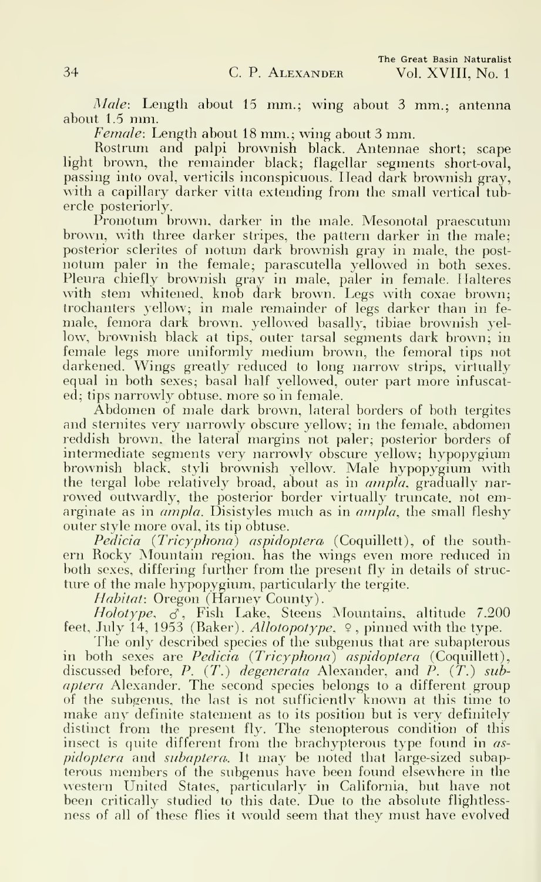*Male*: Length about 15 mm.; wing about 3 mm.; antenna about 1.5 mm.

*Female*: Length about 18 mm.; wing about 3 mm.

Rostrum and palpi brownish black. Antennae short; scape light brown, the remainder black; flagellar segments short-oval, passing into oval, verticils inconspicuous. Head dark brownish gray, with a capillary darker vitta extending from the small vertical tubercle posteriorly.

Pronotum brown, darker in the male. Mesonotal praescutum brown, with three darker stripes, the pattern darker in the male; posterior sclerites of notum dark brownish gray in male, the postnotum paler in the female; parascutella yellowed in both sexes. Pleura chiefly brownish gray in male, paler in female. Halteres with stem whitened, knob dark brown. Legs with coxae brown; trochanters yellow; in male remainder of legs darker than in female, femora dark brown, yellowed basally, tibiae brownish yellow, brownish black at tips, outer tarsal segments dark brown; in female legs more uniformly medium brown, the femoral tips not darkened. Wings greatly reduced to long narrow strips, virtually equal in both sexes; basal half yellowed, outer part more infuscated; tips narrowly obtuse, more so in female.

Abdomen of male dark brown, lateral borders of both tergites and sternites very narrowly obscure yellow; in the female, abdomen reddish brown, the lateral margins not paler; posterior borders of intermediate segments very narrowly obscure yellow; hypopygium brownish black, styli brownish yellow. Male hypopygium with the tergal lobe relatively broad, about as in *ampla*, gradually narrowed outwardly, the posterior border virtually truncate, not emarginate as in *ampla*. Disistyles much as in *ampla*, the small fleshy outer style more oval, its tip obtuse.

*Pedicia* (*Tricyphona*) *aspidoptera* (Coquillett), of the southern Rocky Mountain region, has the wings even more reduced in both sexes, differing further from the present fly in details of structure of the male hypopygium, particularly the tergite.

*Habitat*: Oregon (Harney County).

*Holotype*, ♂, Fish Lake, Steens Mountains, altitude 7,200 feet, July 14, 1953 (Baker). *Allotopotype*, ♀, pinned with the type.

The only described species of the subgenus that are subapterous in both sexes are *Pedicia* (*Tricyphona*) *aspidoptera* (Coquillett), discussed before, *P.* (*T.*) *degenerata* Alexander, and *P.* (*T.*) *subaptera* Alexander. The second species belongs to a different group of the subgenus, the last is not sufficiently known at this time to make any definite statement as to its position but is very definitely distinct from the present fly. The stenopterous condition of this insect is quite different from the brachypterous type found in *aspidoptera* and *subaptera*. It may be noted that large-sized subapterous members of the subgenus have been found elsewhere in the western United States, particularly in California, but have not been critically studied to this date. Due to the absolute flightlessness of all of these flies it would seem that they must have evolved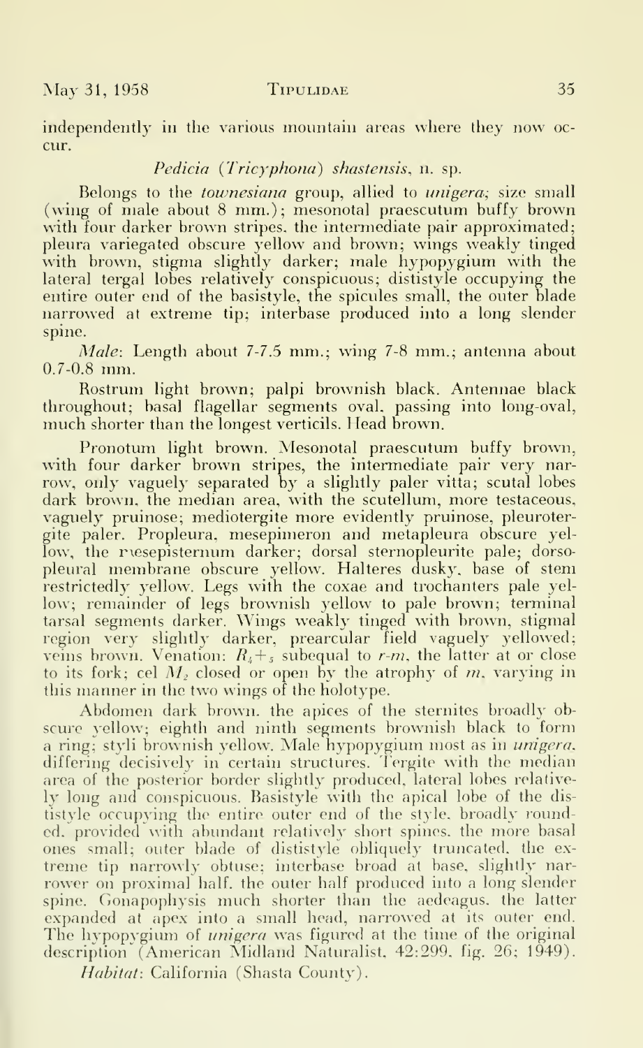independently in the various mountain areas where they now occur.

### *Pedicia* (*Tricyphona*) *shastensis*, n. sp.

Belongs to the *townesiana* group, allied to *unigera*; size small (wing of male about 8 mm.); mesonotal praescutum buffy brown with four darker brown stripes, the intermediate pair approximated; pleura variegated obscure yellow and brown; wings weakly tinged with brown, stigma slightly darker; male hypopygium with the lateral tergal lobes relatively conspicuous; dististyle occupying the entire outer end of the basistyle, the spicules small, the outer blade narrowed at extreme tip; interbase produced into a long slender spine.

*Male*: Length about 7-7.5 mm.; wing 7-8 mm.; antenna about 0.7-0.8 mm.

Rostrum light brown; palpi brownish black. Antennae black throughout; basal flagellar segments oval, passing into long-oval, much shorter than the longest verticils. Head brown.

Pronotum light brown. Mesonotal praescutum buffy brown, with four darker brown stripes, the intermediate pair very narrow, only vaguely separated by a slightly paler vitta; scutal lobes dark brown, the median area, with the scutellum, more testaceous, vaguely pruinose; mediotergite more evidently pruinose, pleurotergite paler. Propleura, mesepimeron and metapleura obscure yellow, the mesepisternum darker; dorsal sternopleurite pale; dorsopleural membrane obscure yellow. Halteres dusky, base of stem restrictedly yellow. Legs with the coxae and trochanters pale yellow; remainder of legs brownish yellow to pale brown; terminal tarsal segments darker. Wings weakly tinged with brown, stigmal region very slightly darker, prearcular field vaguely yellowed; veins brown. Venation: $R_4+_5$ subequal to *r-m*, the latter at or close to its fork; cel $M_2$ closed or open by the atrophy of *m*, varying in this manner in the two wings of the holotype.

Abdomen dark brown, the apices of the sternites broadly obscure yellow; eighth and ninth segments brownish black to form a ring; styli brownish yellow. Male hypopygium most as in *unigera*, differing decisively in certain structures. Tergite with the median area of the posterior border slightly produced, lateral lobes relatively long and conspicuous. Basistyle with the apical lobe of the dististyle occupying the entire outer end of the style, broadly rounded, provided with abundant relatively short spines, the more basal ones small; outer blade of dististyle obliquely truncated, the extreme tip narrowly obtuse; interbase broad at base, slightly narrower on proximal half, the outer half produced into a long slender spine. Gonapophysis much shorter than the aedeagus, the latter expanded at apex into a small head, narrowed at its outer end. The hypopygium of *unigera* was figured at the time of the original description (American Midland Naturalist, 42:299, fig. 26; 1949).

*Habitat*: California (Shasta County).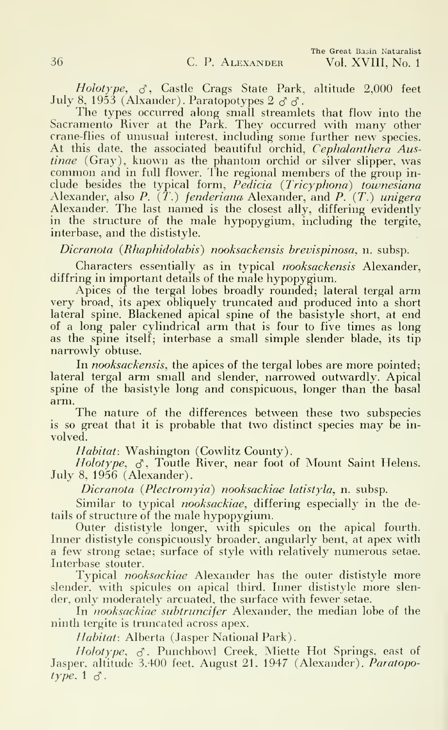*Holotype*, ♂, Castle Crags State Park, altitude 2,000 feet July 8, 1953 (Alxander). Paratopotypes 2 ♂♂.

The types occurred along small streamlets that flow into the Sacramento River at the Park. They occurred with many other crane-flies of unusual interest, including some further new species. At this date, the associated beautiful orchid, *Cephalanthera Austinae* (Gray), known as the phantom orchid or silver slipper, was common and in full flower. The regional members of the group include besides the typical form, *Pedicia* (*Tricyphona*) *townesiana* Alexander, also *P.* (*T.*) *fenderiana* Alexander, and *P.* (*T.*) *unigera* Alexander. The last named is the closest ally, differing evidently in the structure of the male hypopygium, including the tergite, interbase, and the dististyle.

*Dicranota* (*Rhaphidolabis*) *nooksackensis brevispinosa*, n. subsp.

Characters essentially as in typical *nooksackensis* Alexander, diffring in important details of the male hypopygium.

Apices of the tergal lobes broadly rounded; lateral tergal arm very broad, its apex obliquely truncated and produced into a short lateral spine. Blackened apical spine of the basistyle short, at end of a long paler cylindrical arm that is four to five times as long as the spine itself; interbase a small simple slender blade, its tip narrowly obtuse.

In *nooksackensis*, the apices of the tergal lobes are more pointed; lateral tergal arm small and slender, narrowed outwardly. Apical spine of the basistyle long and conspicuous, longer than the basal arm.

The nature of the differences between these two subspecies is so great that it is probable that two distinct species may be involved.

*Habitat*: Washington (Cowlitz County).

*Holotype*, ♂, Toutle River, near foot of Mount Saint Helens. July 8, 1956 (Alexander).

*Dicranota* (*Plectromyia*) *nooksackiae latistyla*, n. subsp.

Similar to typical *nooksackiae*, differing especially in the details of structure of the male hypopygium.

Outer dististyle longer, with spicules on the apical fourth. Inner dististyle conspicuously broader, angularly bent, at apex with a few strong setae; surface of style with relatively numerous setae. Interbase stouter.

Typical *nooksackiae* Alexander has the outer dististyle more slender, with spicules on apical third. Inner dististyle more slender, only moderately arcuated, the surface with fewer setae.

In *nooksackiae subtruncifer* Alexander, the median lobe of the ninth tergite is truncated across apex.

*Habitat*: Alberta (Jasper National Park).

*Holotype*, ♂, Punchbowl Creek, Miette Hot Springs, east of Jasper, altitude 3,400 feet, August 21, 1947 (Alexander). *Paratopotype*, 1 ♂.